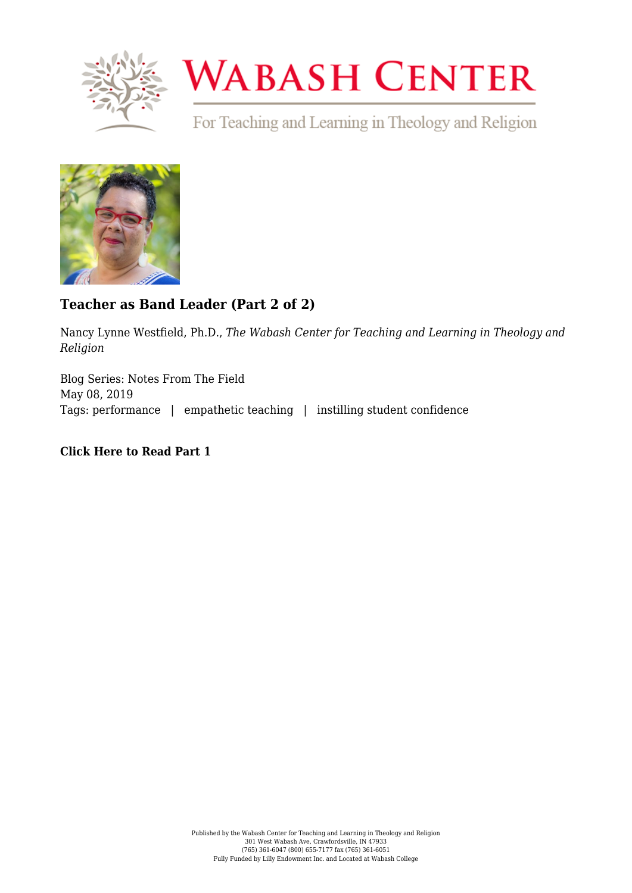### Teacher as Band Leader (Part 2 of 2)

Nancy Lynne Westfield, Ph.D., *The Wabash Center for Teaching and Learning in Theology and Religion*

Blog Series: Notes From The Field
May 08, 2019
Tags: performance | empathetic teaching | instilling student confidence

**Click Here to Read Part 1**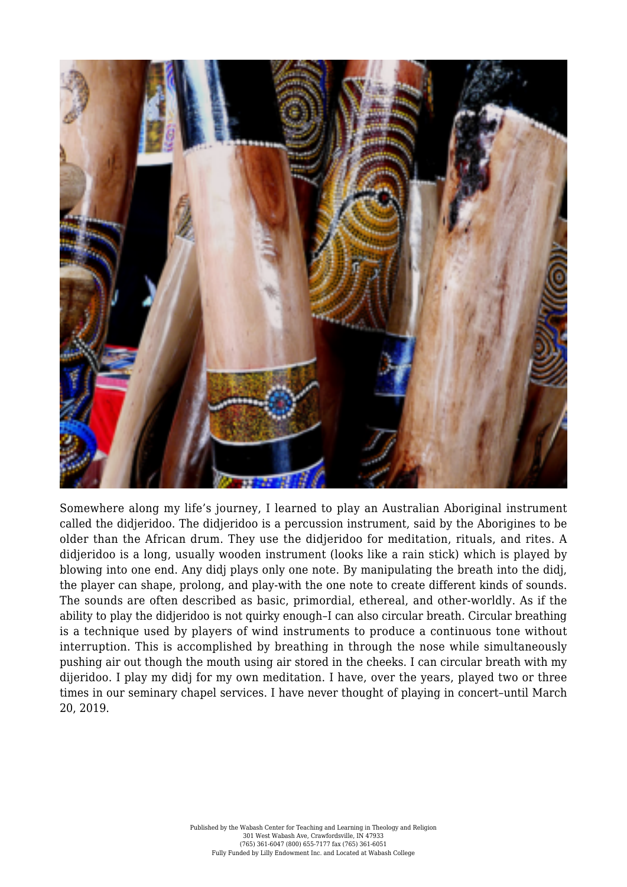Somewhere along my life's journey, I learned to play an Australian Aboriginal instrument called the didjeridoo. The didjeridoo is a percussion instrument, said by the Aborigines to be older than the African drum. They use the didjeridoo for meditation, rituals, and rites. A didjeridoo is a long, usually wooden instrument (looks like a rain stick) which is played by blowing into one end. Any didj plays only one note. By manipulating the breath into the didj, the player can shape, prolong, and play-with the one note to create different kinds of sounds. The sounds are often described as basic, primordial, ethereal, and other-worldly. As if the ability to play the didjeridoo is not quirky enough–I can also circular breath. Circular breathing is a technique used by players of wind instruments to produce a continuous tone without interruption. This is accomplished by breathing in through the nose while simultaneously pushing air out though the mouth using air stored in the cheeks. I can circular breath with my dijeridoo. I play my didj for my own meditation. I have, over the years, played two or three times in our seminary chapel services. I have never thought of playing in concert–until March 20, 2019.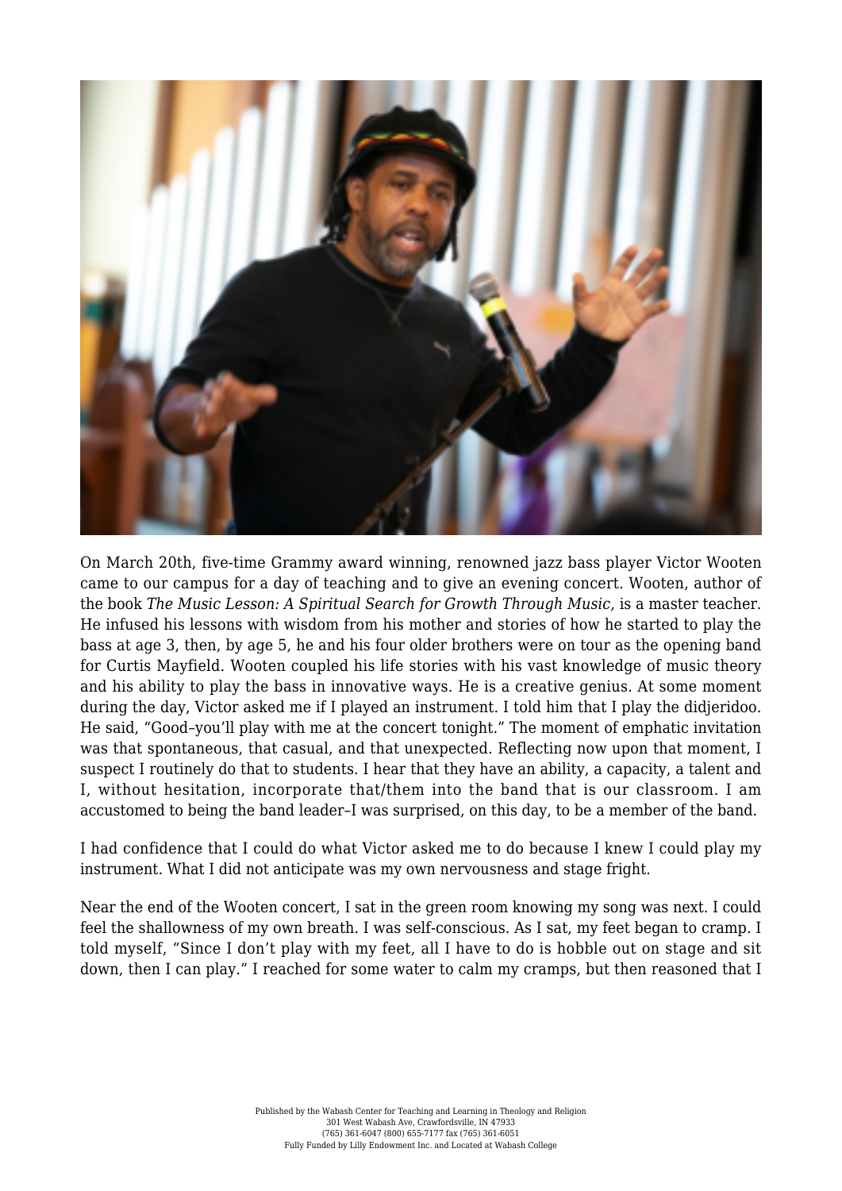On March 20th, five-time Grammy award winning, renowned jazz bass player Victor Wooten came to our campus for a day of teaching and to give an evening concert. Wooten, author of the book *The Music Lesson: A Spiritual Search for Growth Through Music,* is a master teacher. He infused his lessons with wisdom from his mother and stories of how he started to play the bass at age 3, then, by age 5, he and his four older brothers were on tour as the opening band for Curtis Mayfield. Wooten coupled his life stories with his vast knowledge of music theory and his ability to play the bass in innovative ways. He is a creative genius. At some moment during the day, Victor asked me if I played an instrument. I told him that I play the didjeridoo. He said, "Good–you'll play with me at the concert tonight." The moment of emphatic invitation was that spontaneous, that casual, and that unexpected. Reflecting now upon that moment, I suspect I routinely do that to students. I hear that they have an ability, a capacity, a talent and I, without hesitation, incorporate that/them into the band that is our classroom. I am accustomed to being the band leader–I was surprised, on this day, to be a member of the band.

I had confidence that I could do what Victor asked me to do because I knew I could play my instrument. What I did not anticipate was my own nervousness and stage fright.

Near the end of the Wooten concert, I sat in the green room knowing my song was next. I could feel the shallowness of my own breath. I was self-conscious. As I sat, my feet began to cramp. I told myself, "Since I don't play with my feet, all I have to do is hobble out on stage and sit down, then I can play." I reached for some water to calm my cramps, but then reasoned that I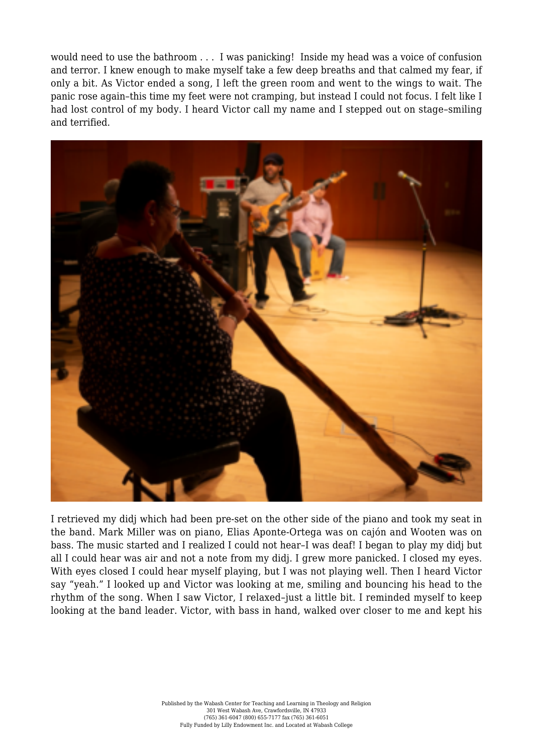would need to use the bathroom . . .  I was panicking!  Inside my head was a voice of confusion and terror. I knew enough to make myself take a few deep breaths and that calmed my fear, if only a bit. As Victor ended a song, I left the green room and went to the wings to wait. The panic rose again–this time my feet were not cramping, but instead I could not focus. I felt like I had lost control of my body. I heard Victor call my name and I stepped out on stage–smiling and terrified.

I retrieved my didj which had been pre-set on the other side of the piano and took my seat in the band. Mark Miller was on piano, Elias Aponte-Ortega was on cajón and Wooten was on bass. The music started and I realized I could not hear–I was deaf! I began to play my didj but all I could hear was air and not a note from my didj. I grew more panicked. I closed my eyes. With eyes closed I could hear myself playing, but I was not playing well. Then I heard Victor say "yeah." I looked up and Victor was looking at me, smiling and bouncing his head to the rhythm of the song. When I saw Victor, I relaxed–just a little bit. I reminded myself to keep looking at the band leader. Victor, with bass in hand, walked over closer to me and kept his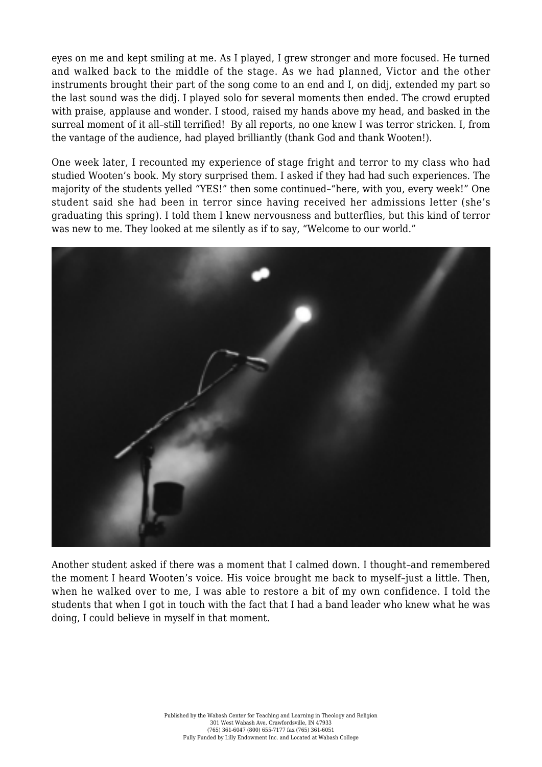eyes on me and kept smiling at me. As I played, I grew stronger and more focused. He turned and walked back to the middle of the stage. As we had planned, Victor and the other instruments brought their part of the song come to an end and I, on didj, extended my part so the last sound was the didj. I played solo for several moments then ended. The crowd erupted with praise, applause and wonder. I stood, raised my hands above my head, and basked in the surreal moment of it all–still terrified! By all reports, no one knew I was terror stricken. I, from the vantage of the audience, had played brilliantly (thank God and thank Wooten!).

One week later, I recounted my experience of stage fright and terror to my class who had studied Wooten's book. My story surprised them. I asked if they had had such experiences. The majority of the students yelled "YES!" then some continued–"here, with you, every week!" One student said she had been in terror since having received her admissions letter (she's graduating this spring). I told them I knew nervousness and butterflies, but this kind of terror was new to me. They looked at me silently as if to say, "Welcome to our world."

Another student asked if there was a moment that I calmed down. I thought–and remembered the moment I heard Wooten's voice. His voice brought me back to myself–just a little. Then, when he walked over to me, I was able to restore a bit of my own confidence. I told the students that when I got in touch with the fact that I had a band leader who knew what he was doing, I could believe in myself in that moment.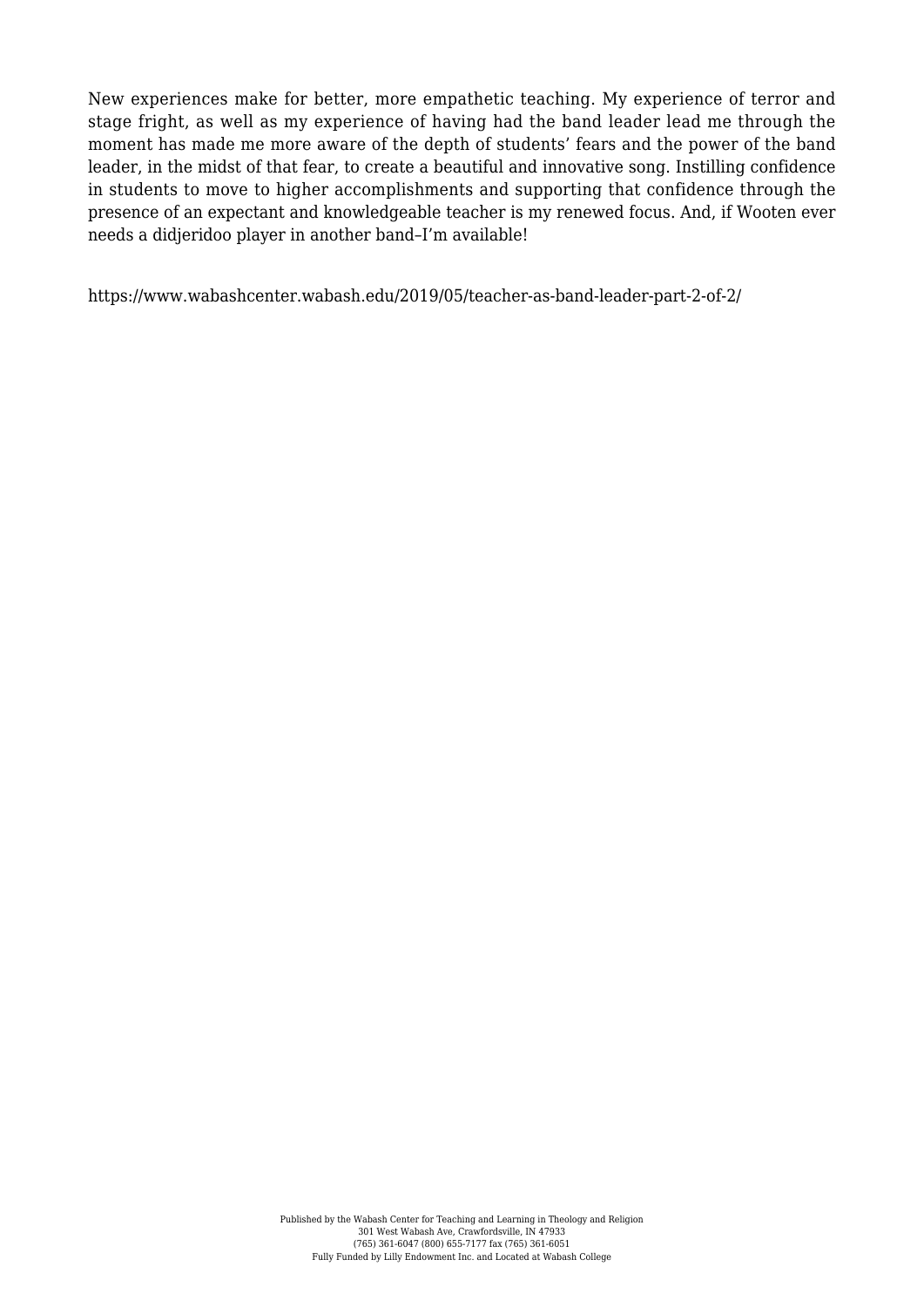New experiences make for better, more empathetic teaching. My experience of terror and stage fright, as well as my experience of having had the band leader lead me through the moment has made me more aware of the depth of students' fears and the power of the band leader, in the midst of that fear, to create a beautiful and innovative song. Instilling confidence in students to move to higher accomplishments and supporting that confidence through the presence of an expectant and knowledgeable teacher is my renewed focus. And, if Wooten ever needs a didjeridoo player in another band–I'm available!

https://www.wabashcenter.wabash.edu/2019/05/teacher-as-band-leader-part-2-of-2/